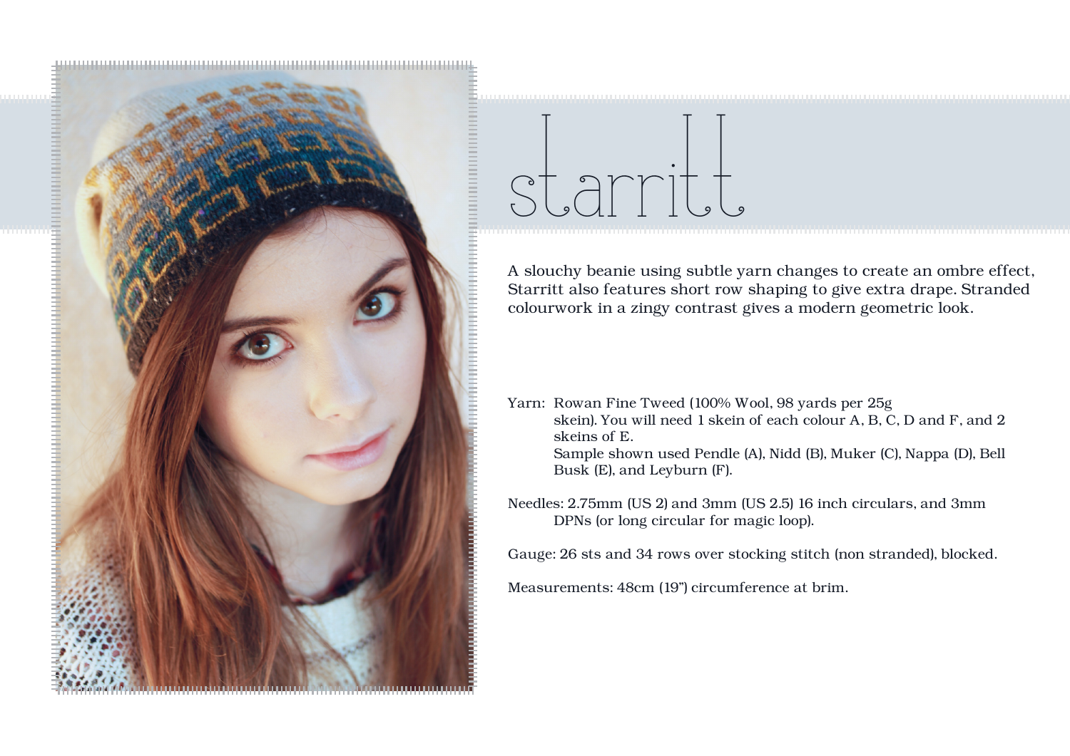# starritt

A slouchy beanie using subtle yarn changes to create an ombre effect, Starritt also features short row shaping to give extra drape. Stranded colourwork in a zingy contrast gives a modern geometric look.

Yarn: Rowan Fine Tweed (100% Wool, 98 yards per 25g skein). You will need 1 skein of each colour A, B, C, D and F, and 2 skeins of E.
Sample shown used Pendle (A), Nidd (B), Muker (C), Nappa (D), Bell Busk (E), and Leyburn (F).

Needles: 2.75mm (US 2) and 3mm (US 2.5) 16 inch circulars, and 3mm DPNs (or long circular for magic loop).

Gauge: 26 sts and 34 rows over stocking stitch (non stranded), blocked.

Measurements: 48cm (19") circumference at brim.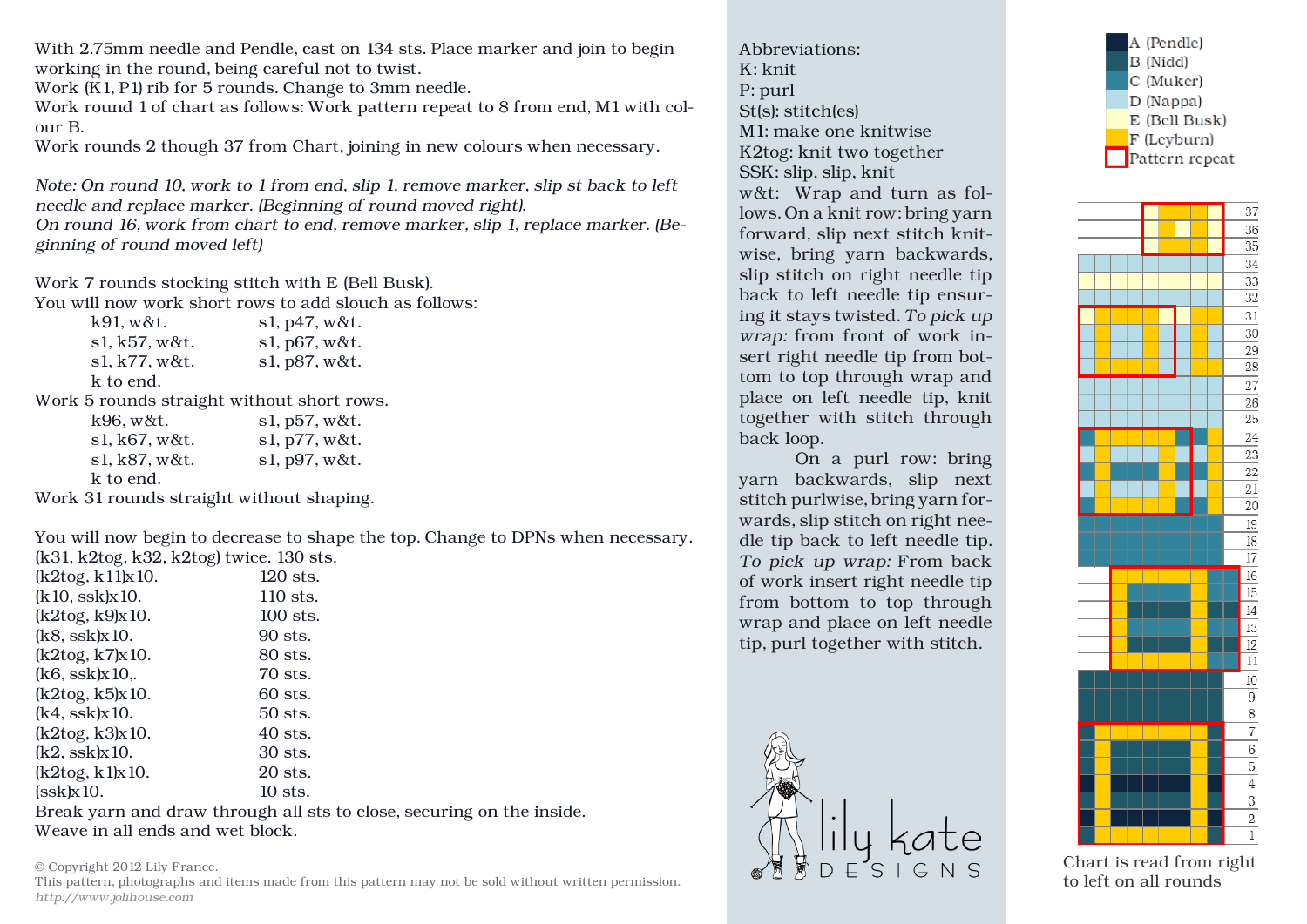With 2.75mm needle and Pendle, cast on 134 sts. Place marker and join to begin working in the round, being careful not to twist.
Work (K1, P1) rib for 5 rounds. Change to 3mm needle.
Work round 1 of chart as follows: Work pattern repeat to 8 from end, M1 with colour B.
Work rounds 2 though 37 from Chart, joining in new colours when necessary.

*Note: On round 10, work to 1 from end, slip 1, remove marker, slip st back to left needle and replace marker. (Beginning of round moved right).*
*On round 16, work from chart to end, remove marker, slip 1, replace marker. (Beginning of round moved left)*

Work 7 rounds stocking stitch with E (Bell Busk).
You will now work short rows to add slouch as follows:

| | |
|---|---|
| k91, w&t. | s1, p47, w&t. |
| s1, k57, w&t. | s1, p67, w&t. |
| s1, k77, w&t. | s1, p87, w&t. |
| k to end. | |

Work 5 rounds straight without short rows.

| | |
|---|---|
| k96, w&t. | s1, p57, w&t. |
| s1, k67, w&t. | s1, p77, w&t. |
| s1, k87, w&t. | s1, p97, w&t. |
| k to end. | |

Work 31 rounds straight without shaping.

You will now begin to decrease to shape the top. Change to DPNs when necessary.
(k31, k2tog, k32, k2tog) twice. 130 sts.

| | |
|---|---|
| (k2tog, k11)x10. | 120 sts. |
| (k10, ssk)x10. | 110 sts. |
| (k2tog, k9)x10. | 100 sts. |
| (k8, ssk)x10. | 90 sts. |
| (k2tog, k7)x10. | 80 sts. |
| (k6, ssk)x10,. | 70 sts. |
| (k2tog, k5)x10. | 60 sts. |
| (k4, ssk)x10. | 50 sts. |
| (k2tog, k3)x10. | 40 sts. |
| (k2, ssk)x10. | 30 sts. |
| (k2tog, k1)x10. | 20 sts. |
| (ssk)x10. | 10 sts. |

Break yarn and draw through all sts to close, securing on the inside.
Weave in all ends and wet block.

© Copyright 2012 Lily France.
This pattern, photographs and items made from this pattern may not be sold without written permission.
*http://www.jolihouse.com*

Abbreviations:
K: knit
P: purl
St(s): stitch(es)
M1: make one knitwise
K2tog: knit two together
SSK: slip, slip, knit
w&t: Wrap and turn as follows. On a knit row: bring yarn forward, slip next stitch knitwise, bring yarn backwards, slip stitch on right needle tip back to left needle tip ensuring it stays twisted. *To pick up wrap:* from front of work insert right needle tip from bottom to top through wrap and place on left needle tip, knit together with stitch through back loop.
On a purl row: bring yarn backwards, slip next stitch purlwise, bring yarn forwards, slip stitch on right needle tip back to left needle tip. *To pick up wrap:* From back of work insert right needle tip from bottom to top through wrap and place on left needle tip, purl together with stitch.

lily kate DESIGNS

A (Pendle)
B (Nidd)
C (Muker)
D (Nappa)
E (Bell Busk)
F (Leyburn)
Pattern repeat

37
36
35
34
33
32
31
30
29
28
27
26
25
24
23
22
21
20
19
18
17
16
15
14
13
12
11
10
9
8
7
6
5
4
3
2
1

Chart is read from right to left on all rounds